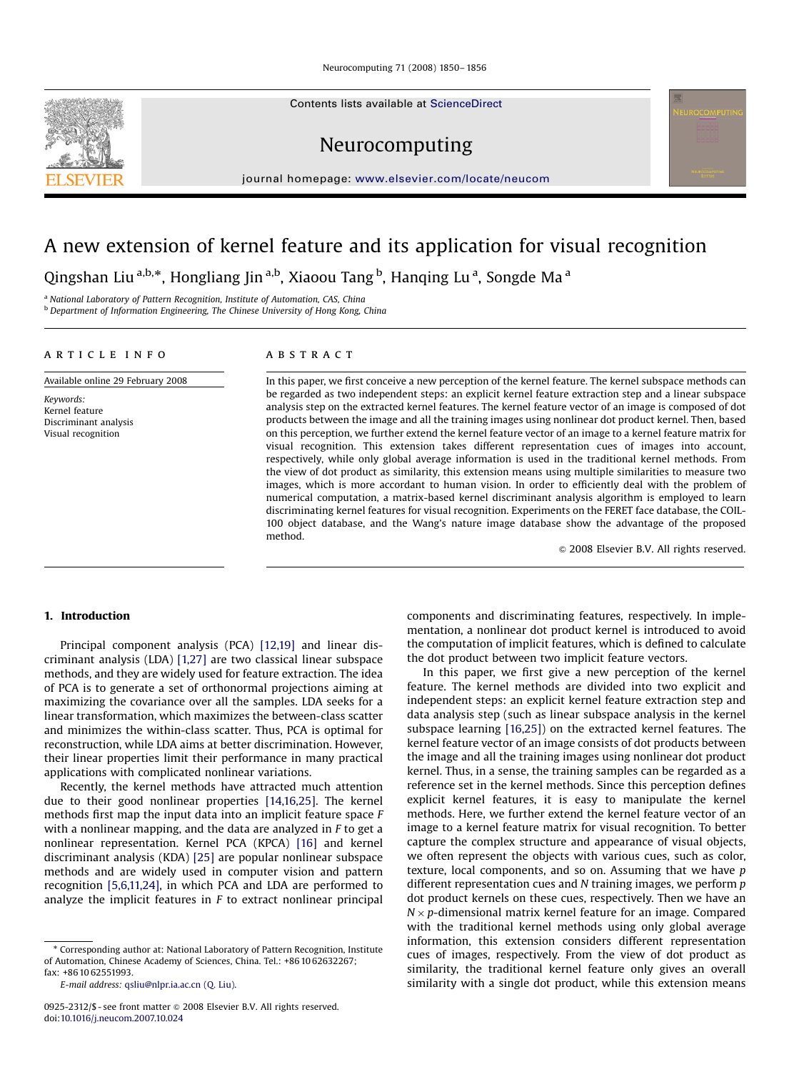Contents lists available at ScienceDirect

# Neurocomputing

journal homepage: www.elsevier.com/locate/neucom

# A new extension of kernel feature and its application for visual recognition

Qingshan Liu [a,b,*], Hongliang Jin [a,b], Xiaoou Tang [b], Hanqing Lu [a], Songde Ma [a]

[a] National Laboratory of Pattern Recognition, Institute of Automation, CAS, China
[b] Department of Information Engineering, The Chinese University of Hong Kong, China

**ARTICLE INFO**

Available online 29 February 2008

*Keywords:*
Kernel feature
Discriminant analysis
Visual recognition

**ABSTRACT**

In this paper, we first conceive a new perception of the kernel feature. The kernel subspace methods can be regarded as two independent steps: an explicit kernel feature extraction step and a linear subspace analysis step on the extracted kernel features. The kernel feature vector of an image is composed of dot products between the image and all the training images using nonlinear dot product kernel. Then, based on this perception, we further extend the kernel feature vector of an image to a kernel feature matrix for visual recognition. This extension takes different representation cues of images into account, respectively, while only global average information is used in the traditional kernel methods. From the view of dot product as similarity, this extension means using multiple similarities to measure two images, which is more accordant to human vision. In order to efficiently deal with the problem of numerical computation, a matrix-based kernel discriminant analysis algorithm is employed to learn discriminating kernel features for visual recognition. Experiments on the FERET face database, the COIL-100 object database, and the Wang's nature image database show the advantage of the proposed method.

© 2008 Elsevier B.V. All rights reserved.

## 1. Introduction

Principal component analysis (PCA) [12,19] and linear discriminant analysis (LDA) [1,27] are two classical linear subspace methods, and they are widely used for feature extraction. The idea of PCA is to generate a set of orthonormal projections aiming at maximizing the covariance over all the samples. LDA seeks for a linear transformation, which maximizes the between-class scatter and minimizes the within-class scatter. Thus, PCA is optimal for reconstruction, while LDA aims at better discrimination. However, their linear properties limit their performance in many practical applications with complicated nonlinear variations.

Recently, the kernel methods have attracted much attention due to their good nonlinear properties [14,16,25]. The kernel methods first map the input data into an implicit feature space *F* with a nonlinear mapping, and the data are analyzed in *F* to get a nonlinear representation. Kernel PCA (KPCA) [16] and kernel discriminant analysis (KDA) [25] are popular nonlinear subspace methods and are widely used in computer vision and pattern recognition [5,6,11,24], in which PCA and LDA are performed to analyze the implicit features in *F* to extract nonlinear principal components and discriminating features, respectively. In implementation, a nonlinear dot product kernel is introduced to avoid the computation of implicit features, which is defined to calculate the dot product between two implicit feature vectors.

In this paper, we first give a new perception of the kernel feature. The kernel methods are divided into two explicit and independent steps: an explicit kernel feature extraction step and data analysis step (such as linear subspace analysis in the kernel subspace learning [16,25]) on the extracted kernel features. The kernel feature vector of an image consists of dot products between the image and all the training images using nonlinear dot product kernel. Thus, in a sense, the training samples can be regarded as a reference set in the kernel methods. Since this perception defines explicit kernel features, it is easy to manipulate the kernel methods. Here, we further extend the kernel feature vector of an image to a kernel feature matrix for visual recognition. To better capture the complex structure and appearance of visual objects, we often represent the objects with various cues, such as color, texture, local components, and so on. Assuming that we have $p$ different representation cues and $N$ training images, we perform $p$ dot product kernels on these cues, respectively. Then we have an $N \times p$-dimensional matrix kernel feature for an image. Compared with the traditional kernel methods using only global average information, this extension considers different representation cues of images, respectively. From the view of dot product as similarity, the traditional kernel feature only gives an overall similarity with a single dot product, while this extension means

\* Corresponding author at: National Laboratory of Pattern Recognition, Institute of Automation, Chinese Academy of Sciences, China. Tel.: +86 10 62632267; fax: +86 10 62551993.
*E-mail address:* qsliu@nlpr.ia.ac.cn (Q. Liu).

0925-2312/$ - see front matter © 2008 Elsevier B.V. All rights reserved.
doi:10.1016/j.neucom.2007.10.024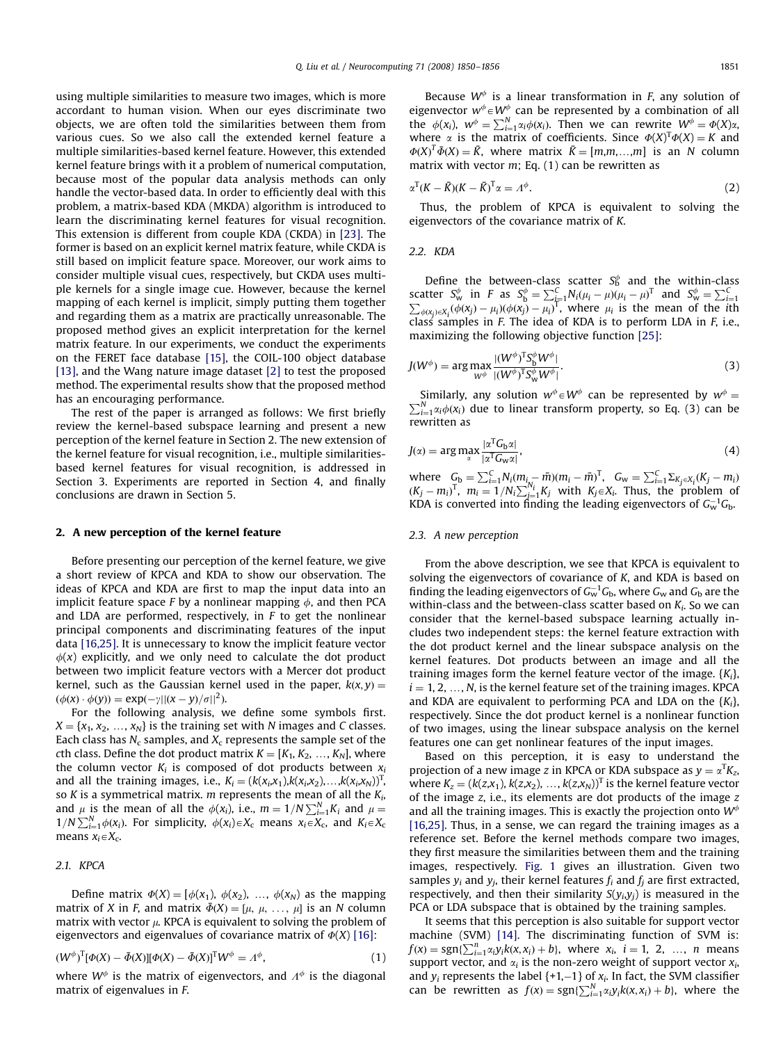using multiple similarities to measure two images, which is more accordant to human vision. When our eyes discriminate two objects, we are often told the similarities between them from various cues. So we also call the extended kernel feature a multiple similarities-based kernel feature. However, this extended kernel feature brings with it a problem of numerical computation, because most of the popular data analysis methods can only handle the vector-based data. In order to efficiently deal with this problem, a matrix-based KDA (MKDA) algorithm is introduced to learn the discriminating kernel features for visual recognition. This extension is different from couple KDA (CKDA) in [23]. The former is based on an explicit kernel matrix feature, while CKDA is still based on implicit feature space. Moreover, our work aims to consider multiple visual cues, respectively, but CKDA uses multiple kernels for a single image cue. However, because the kernel mapping of each kernel is implicit, simply putting them together and regarding them as a matrix are practically unreasonable. The proposed method gives an explicit interpretation for the kernel matrix feature. In our experiments, we conduct the experiments on the FERET face database [15], the COIL-100 object database [13], and the Wang nature image dataset [2] to test the proposed method. The experimental results show that the proposed method has an encouraging performance.

The rest of the paper is arranged as follows: We first briefly review the kernel-based subspace learning and present a new perception of the kernel feature in Section 2. The new extension of the kernel feature for visual recognition, i.e., multiple similarities-based kernel features for visual recognition, is addressed in Section 3. Experiments are reported in Section 4, and finally conclusions are drawn in Section 5.

## 2. A new perception of the kernel feature

Before presenting our perception of the kernel feature, we give a short review of KPCA and KDA to show our observation. The ideas of KPCA and KDA are first to map the input data into an implicit feature space $F$ by a nonlinear mapping $\phi$, and then PCA and LDA are performed, respectively, in $F$ to get the nonlinear principal components and discriminating features of the input data [16,25]. It is unnecessary to know the implicit feature vector $\phi(x)$ explicitly, and we only need to calculate the dot product between two implicit feature vectors with a Mercer dot product kernel, such as the Gaussian kernel used in the paper, $k(x,y) = (\phi(x)\cdot\phi(y)) = \exp(-\gamma\|(x-y)/\sigma\|^2)$.

For the following analysis, we define some symbols first. $X = \{x_1, x_2, \ldots, x_N\}$ is the training set with $N$ images and $C$ classes. Each class has $N_c$ samples, and $X_c$ represents the sample set of the $c$th class. Define the dot product matrix $K = [K_1, K_2, \ldots, K_N]$, where the column vector $K_i$ is composed of dot products between $x_i$ and all the training images, i.e., $K_i = (k(x_i,x_1), k(x_i,x_2), \ldots, k(x_i,x_N))^T$, so $K$ is a symmetrical matrix. $m$ represents the mean of all the $K_i$, and $\mu$ is the mean of all the $\phi(x_i)$, i.e., $m = 1/N\sum_{i=1}^{N} K_i$ and $\mu = 1/N\sum_{i=1}^{N}\phi(x_i)$. For simplicity, $\phi(x_i)\in X_c$ means $x_i \in X_c$, and $K_i \in X_c$ means $x_i \in X_c$.

### 2.1. KPCA

Define matrix $\Phi(X) = [\phi(x_1), \phi(x_2), \ldots, \phi(x_N)]$ as the mapping matrix of $X$ in $F$, and matrix $\bar{\Phi}(X) = [\mu, \mu, \ldots, \mu]$ is an $N$ column matrix with vector $\mu$. KPCA is equivalent to solving the problem of eigenvectors and eigenvalues of covariance matrix of $\Phi(X)$ [16]:

$$(W^{\phi})^T[\Phi(X) - \bar{\Phi}(X)][\Phi(X) - \bar{\Phi}(X)]^T W^{\phi} = \Lambda^{\phi}, \tag{1}$$

where $W^{\phi}$ is the matrix of eigenvectors, and $\Lambda^{\phi}$ is the diagonal matrix of eigenvalues in $F$.

Because $W^{\phi}$ is a linear transformation in $F$, any solution of eigenvector $w^{\phi}\in W^{\phi}$ can be represented by a combination of all the $\phi(x_i)$, $w^{\phi} = \sum_{i=1}^{N}\alpha_i\phi(x_i)$. Then we can rewrite $W^{\phi} = \Phi(X)\alpha$, where $\alpha$ is the matrix of coefficients. Since $\Phi(X)^T\Phi(X) = K$ and $\Phi(X)^T\bar{\Phi}(X) = \bar{K}$, where matrix $\bar{K} = [m, m, \ldots, m]$ is an $N$ column matrix with vector $m$; Eq. (1) can be rewritten as

$$\alpha^T(K - \bar{K})(K - \bar{K})^T\alpha = \Lambda^{\phi}. \tag{2}$$

Thus, the problem of KPCA is equivalent to solving the eigenvectors of the covariance matrix of $K$.

### 2.2. KDA

Define the between-class scatter $S_b^{\phi}$ and the within-class scatter $S_w^{\phi}$ in $F$ as $S_b^{\phi} = \sum_{i=1}^{C} N_i(\mu_i - \mu)(\mu_i - \mu)^T$ and $S_w^{\phi} = \sum_{i=1}^{C}\sum_{\phi(x_j)\in X_i}(\phi(x_j) - \mu_i)(\phi(x_j) - \mu_i)^T$, where $\mu_i$ is the mean of the $i$th class samples in $F$. The idea of KDA is to perform LDA in $F$, i.e., maximizing the following objective function [25]:

$$J(W^{\phi}) = \arg\max_{W^{\phi}} \frac{|(W^{\phi})^T S_b^{\phi} W^{\phi}|}{|(W^{\phi})^T S_w^{\phi} W^{\phi}|}. \tag{3}$$

Similarly, any solution $w^{\phi}\in W^{\phi}$ can be represented by $w^{\phi} = \sum_{i=1}^{N}\alpha_i\phi(x_i)$ due to linear transform property, so Eq. (3) can be rewritten as

$$J(\alpha) = \arg\max_{\alpha} \frac{|\alpha^T G_b \alpha|}{|\alpha^T G_w \alpha|}, \tag{4}$$

where $G_b = \sum_{i=1}^{C} N_i(m_i - \bar{m})(m_i - \bar{m})^T$, $G_w = \sum_{i=1}^{C}\sum_{K_j\in X_i}(K_j - m_i)(K_j - m_i)^T$, $m_i = 1/N_i\sum_{j=1}^{N_i} K_j$ with $K_j \in X_i$. Thus, the problem of KDA is converted into finding the leading eigenvectors of $G_w^{-1}G_b$.

### 2.3. A new perception

From the above description, we see that KPCA is equivalent to solving the eigenvectors of covariance of $K$, and KDA is based on finding the leading eigenvectors of $G_w^{-1}G_b$, where $G_w$ and $G_b$ are the within-class and the between-class scatter based on $K_i$. So we can consider that the kernel-based subspace learning actually includes two independent steps: the kernel feature extraction with the dot product kernel and the linear subspace analysis on the kernel features. Dot products between an image and all the training images form the kernel feature vector of the image. $\{K_i\}$, $i = 1, 2, \ldots, N$, is the kernel feature set of the training images. KPCA and KDA are equivalent to performing PCA and LDA on the $\{K_i\}$, respectively. Since the dot product kernel is a nonlinear function of two images, using the linear subspace analysis on the kernel features one can get nonlinear features of the input images.

Based on this perception, it is easy to understand the projection of a new image $z$ in KPCA or KDA subspace as $y = \alpha^T K_z$, where $K_z = (k(z,x_1), k(z,x_2), \ldots, k(z,x_N))^T$ is the kernel feature vector of the image $z$, i.e., its elements are dot products of the image $z$ and all the training images. This is exactly the projection onto $W^{\phi}$ [16,25]. Thus, in a sense, we can regard the training images as a reference set. Before the kernel methods compare two images, they first measure the similarities between them and the training images, respectively. Fig. 1 gives an illustration. Given two samples $y_i$ and $y_j$, their kernel features $f_i$ and $f_j$ are first extracted, respectively, and then their similarity $S(y_i, y_j)$ is measured in the PCA or LDA subspace that is obtained by the training samples.

It seems that this perception is also suitable for support vector machine (SVM) [14]. The discriminating function of SVM is: $f(x) = \text{sgn}\{\sum_{i=1}^{n}\alpha_i y_i k(x,x_i) + b\}$, where $x_i$, $i = 1, 2, \ldots, n$ means support vector, and $\alpha_i$ is the non-zero weight of support vector $x_i$, and $y_i$ represents the label $\{+1,-1\}$ of $x_i$. In fact, the SVM classifier can be rewritten as $f(x) = \text{sgn}\{\sum_{i=1}^{N}\alpha_i y_i k(x,x_i) + b\}$, where the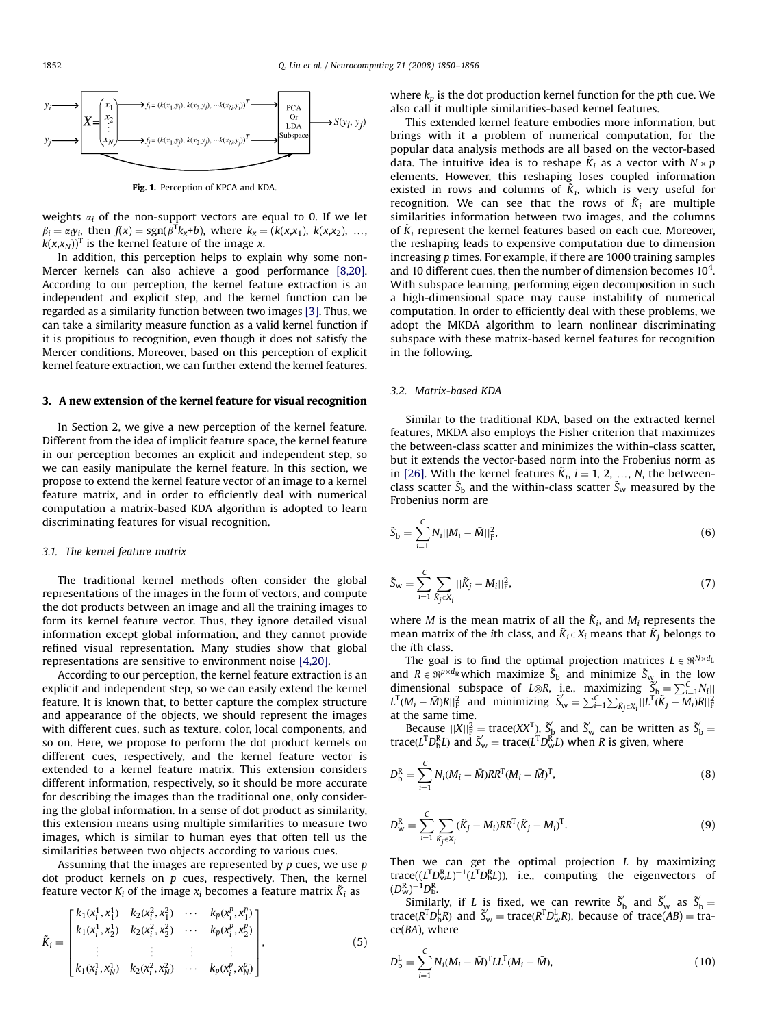Fig. 1. Perception of KPCA and KDA.

weights $\alpha_i$ of the non-support vectors are equal to 0. If we let $\beta_i = \alpha_i y_i$, then $f(x) = \mathrm{sgn}(\beta^{\mathrm{T}} k_x + b)$, where $k_x = (k(x,x_1), k(x,x_2), \ldots, k(x,x_N))^{\mathrm{T}}$ is the kernel feature of the image $x$.

In addition, this perception helps to explain why some non-Mercer kernels can also achieve a good performance [8,20]. According to our perception, the kernel feature extraction is an independent and explicit step, and the kernel function can be regarded as a similarity function between two images [3]. Thus, we can take a similarity measure function as a valid kernel function if it is propitious to recognition, even though it does not satisfy the Mercer conditions. Moreover, based on this perception of explicit kernel feature extraction, we can further extend the kernel features.

## 3. A new extension of the kernel feature for visual recognition

In Section 2, we give a new perception of the kernel feature. Different from the idea of implicit feature space, the kernel feature in our perception becomes an explicit and independent step, so we can easily manipulate the kernel feature. In this section, we propose to extend the kernel feature vector of an image to a kernel feature matrix, and in order to efficiently deal with numerical computation a matrix-based KDA algorithm is adopted to learn discriminating features for visual recognition.

### 3.1. The kernel feature matrix

The traditional kernel methods often consider the global representations of the images in the form of vectors, and compute the dot products between an image and all the training images to form its kernel feature vector. Thus, they ignore detailed visual information except global information, and they cannot provide refined visual representation. Many studies show that global representations are sensitive to environment noise [4,20].

According to our perception, the kernel feature extraction is an explicit and independent step, so we can easily extend the kernel feature. It is known that, to better capture the complex structure and appearance of the objects, we should represent the images with different cues, such as texture, color, local components, and so on. Here, we propose to perform the dot product kernels on different cues, respectively, and the kernel feature vector is extended to a kernel feature matrix. This extension considers different information, respectively, so it should be more accurate for describing the images than the traditional one, only considering the global information. In a sense of dot product as similarity, this extension means using multiple similarities to measure two images, which is similar to human eyes that often tell us the similarities between two objects according to various cues.

Assuming that the images are represented by $p$ cues, we use $p$ dot product kernels on $p$ cues, respectively. Then, the kernel feature vector $K_i$ of the image $x_i$ becomes a feature matrix $\tilde{K}_i$ as

$$\tilde{K}_i = \begin{bmatrix} k_1(x_i^1, x_1^1) & k_2(x_i^2, x_1^2) & \cdots & k_p(x_i^p, x_1^p) \\ k_1(x_i^1, x_2^1) & k_2(x_i^2, x_2^2) & \cdots & k_p(x_i^p, x_2^p) \\ \vdots & \vdots & \vdots & \vdots \\ k_1(x_i^1, x_N^1) & k_2(x_i^2, x_N^2) & \cdots & k_p(x_i^p, x_N^p) \end{bmatrix}, \tag{5}$$

where $k_p$ is the dot production kernel function for the $p$th cue. We also call it multiple similarities-based kernel features.

This extended kernel feature embodies more information, but brings with it a problem of numerical computation, for the popular data analysis methods are all based on the vector-based data. The intuitive idea is to reshape $\tilde{K}_i$ as a vector with $N \times p$ elements. However, this reshaping loses coupled information existed in rows and columns of $\tilde{K}_i$, which is very useful for recognition. We can see that the rows of $\tilde{K}_i$ are multiple similarities information between two images, and the columns of $\tilde{K}_i$ represent the kernel features based on each cue. Moreover, the reshaping leads to expensive computation due to dimension increasing $p$ times. For example, if there are 1000 training samples and 10 different cues, then the number of dimension becomes $10^4$. With subspace learning, performing eigen decomposition in such a high-dimensional space may cause instability of numerical computation. In order to efficiently deal with these problems, we adopt the MKDA algorithm to learn nonlinear discriminating subspace with these matrix-based kernel features for recognition in the following.

### 3.2. Matrix-based KDA

Similar to the traditional KDA, based on the extracted kernel features, MKDA also employs the Fisher criterion that maximizes the between-class scatter and minimizes the within-class scatter, but it extends the vector-based norm into the Frobenius norm as in [26]. With the kernel features $\tilde{K}_i$, $i = 1, 2, \ldots, N$, the between-class scatter $\tilde{S}_{\mathrm{b}}$ and the within-class scatter $\tilde{S}_{\mathrm{w}}$ measured by the Frobenius norm are

$$\tilde{S}_{\mathrm{b}} = \sum_{i=1}^{C} N_i \| M_i - \bar{M} \|_{\mathrm{F}}^2, \tag{6}$$

$$\tilde{S}_{\mathrm{w}} = \sum_{i=1}^{C} \sum_{\tilde{K}_j \in X_i} \| \tilde{K}_j - M_i \|_{\mathrm{F}}^2, \tag{7}$$

where $M$ is the mean matrix of all the $\tilde{K}_i$, and $M_i$ represents the mean matrix of the $i$th class, and $\tilde{K}_i \in X_i$ means that $\tilde{K}_j$ belongs to the $i$th class.

The goal is to find the optimal projection matrices $L \in \Re^{N \times d_{\mathrm{L}}}$ and $R \in \Re^{p \times d_{\mathrm{R}}}$ which maximize $\tilde{S}_{\mathrm{b}}$ and minimize $\tilde{S}_{\mathrm{w}}$ in the low dimensional subspace of $L \otimes R$, i.e., maximizing $\tilde{S}_{\mathrm{b}}' = \sum_{i=1}^{C} N_i \| L^{\mathrm{T}}(M_i - \bar{M})R \|_{\mathrm{F}}^2$ and minimizing $\tilde{S}_{\mathrm{w}}' = \sum_{i=1}^{C} \sum_{\tilde{K}_j \in X_i} \| L^{\mathrm{T}}(\tilde{K}_j - M_i)R \|_{\mathrm{F}}^2$ at the same time.

Because $\|X\|_{\mathrm{F}}^2 = \mathrm{trace}(XX^{\mathrm{T}})$, $\tilde{S}_{\mathrm{b}}'$ and $\tilde{S}_{\mathrm{w}}'$ can be written as $\tilde{S}_{\mathrm{b}}' = \mathrm{trace}(L^{\mathrm{T}} D_{\mathrm{b}}^{\mathrm{R}} L)$ and $\tilde{S}_{\mathrm{w}}' = \mathrm{trace}(L^{\mathrm{T}} D_{\mathrm{w}}^{\mathrm{R}} L)$ when $R$ is given, where

$$D_{\mathrm{b}}^{\mathrm{R}} = \sum_{i=1}^{C} N_i (M_i - \bar{M}) R R^{\mathrm{T}} (M_i - \bar{M})^{\mathrm{T}}, \tag{8}$$

$$D_{\mathrm{w}}^{\mathrm{R}} = \sum_{i=1}^{C} \sum_{\tilde{K}_j \in X_i} (\tilde{K}_j - M_i) R R^{\mathrm{T}} (\tilde{K}_j - M_i)^{\mathrm{T}}. \tag{9}$$

Then we can get the optimal projection $L$ by maximizing $\mathrm{trace}((L^{\mathrm{T}} D_{\mathrm{w}}^{\mathrm{R}} L)^{-1} (L^{\mathrm{T}} D_{\mathrm{b}}^{\mathrm{R}} L))$, i.e., computing the eigenvectors of $(D_{\mathrm{w}}^{\mathrm{R}})^{-1} D_{\mathrm{b}}^{\mathrm{R}}$.

Similarly, if $L$ is fixed, we can rewrite $\tilde{S}_{\mathrm{b}}'$ and $\tilde{S}_{\mathrm{w}}'$ as $\tilde{S}_{\mathrm{b}}' = \mathrm{trace}(R^{\mathrm{T}} D_{\mathrm{b}}^{\mathrm{L}} R)$ and $\tilde{S}_{\mathrm{w}}' = \mathrm{trace}(R^{\mathrm{T}} D_{\mathrm{w}}^{\mathrm{L}} R)$, because of $\mathrm{trace}(AB) = \mathrm{trace}(BA)$, where

$$D_{\mathrm{b}}^{\mathrm{L}} = \sum_{i=1}^{C} N_i (M_i - \bar{M})^{\mathrm{T}} L L^{\mathrm{T}} (M_i - \bar{M}), \tag{10}$$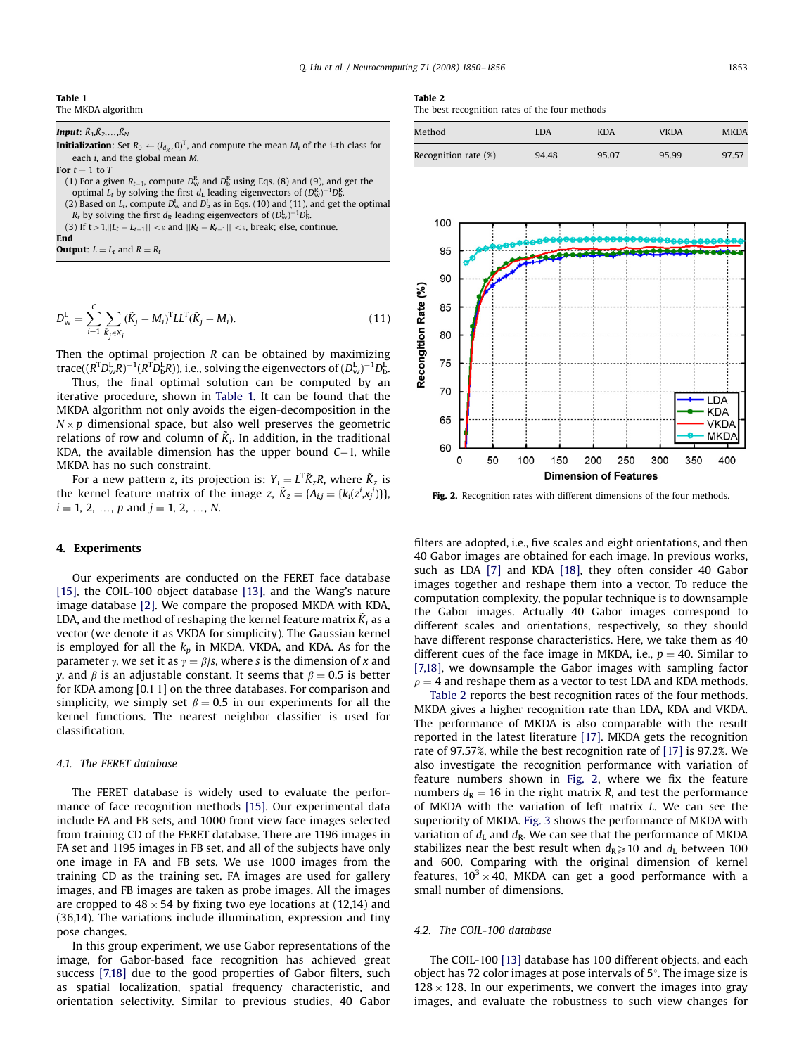**Table 1**
The MKDA algorithm

**Input**: $\tilde{K}_1, \tilde{K}_2, \ldots, \tilde{K}_N$
**Initialization**: Set $R_0 \leftarrow (I_{d_R}, 0)^T$, and compute the mean $M_i$ of the i-th class for each $i$, and the global mean $M$.
**For** $t = 1$ to $T$
(1) For a given $R_{t-1}$, compute $D_w^R$ and $D_b^R$ using Eqs. (8) and (9), and get the optimal $L_t$ by solving the first $d_L$ leading eigenvectors of $(D_w^R)^{-1}D_b^R$.
(2) Based on $L_t$, compute $D_w^L$ and $D_b^L$ as in Eqs. (10) and (11), and get the optimal $R_t$ by solving the first $d_R$ leading eigenvectors of $(D_w^L)^{-1}D_b^L$.
(3) If $t>1, \|L_t - L_{t-1}\| < \varepsilon$ and $\|R_t - R_{t-1}\| < \varepsilon$, break; else, continue.
**End**
**Output**: $L = L_t$ and $R = R_t$

$$D_w^L = \sum_{i=1}^{C} \sum_{\tilde{K}_j \in X_i} (\tilde{K}_j - M_i)^T L L^T (\tilde{K}_j - M_i). \tag{11}$$

Then the optimal projection $R$ can be obtained by maximizing $\text{trace}((R^T D_w^L R)^{-1}(R^T D_b^L R))$, i.e., solving the eigenvectors of $(D_w^L)^{-1}D_b^L$.

Thus, the final optimal solution can be computed by an iterative procedure, shown in Table 1. It can be found that the MKDA algorithm not only avoids the eigen-decomposition in the $N \times p$ dimensional space, but also well preserves the geometric relations of row and column of $\tilde{K}_i$. In addition, in the traditional KDA, the available dimension has the upper bound $C-1$, while MKDA has no such constraint.

For a new pattern $z$, its projection is: $Y_i = L^T \tilde{K}_z R$, where $\tilde{K}_z$ is the kernel feature matrix of the image $z$, $\tilde{K}_z = \{A_{i,j} = \{k_i(z^i, x_j^i)\}\}$, $i = 1, 2, \ldots, p$ and $j = 1, 2, \ldots, N$.

## 4. Experiments

Our experiments are conducted on the FERET face database [15], the COIL-100 object database [13], and the Wang's nature image database [2]. We compare the proposed MKDA with KDA, LDA, and the method of reshaping the kernel feature matrix $\tilde{K}_i$ as a vector (we denote it as VKDA for simplicity). The Gaussian kernel is employed for all the $k_p$ in MKDA, VKDA, and KDA. As for the parameter $\gamma$, we set it as $\gamma = \beta/s$, where $s$ is the dimension of $x$ and $y$, and $\beta$ is an adjustable constant. It seems that $\beta = 0.5$ is better for KDA among [0.1 1] on the three databases. For comparison and simplicity, we simply set $\beta = 0.5$ in our experiments for all the kernel functions. The nearest neighbor classifier is used for classification.

### 4.1. The FERET database

The FERET database is widely used to evaluate the performance of face recognition methods [15]. Our experimental data include FA and FB sets, and 1000 front view face images selected from training CD of the FERET database. There are 1196 images in FA set and 1195 images in FB set, and all of the subjects have only one image in FA and FB sets. We use 1000 images from the training CD as the training set. FA images are used for gallery images, and FB images are taken as probe images. All the images are cropped to $48 \times 54$ by fixing two eye locations at (12,14) and (36,14). The variations include illumination, expression and tiny pose changes.

In this group experiment, we use Gabor representations of the image, for Gabor-based face recognition has achieved great success [7,18] due to the good properties of Gabor filters, such as spatial localization, spatial frequency characteristic, and orientation selectivity. Similar to previous studies, 40 Gabor filters are adopted, i.e., five scales and eight orientations, and then 40 Gabor images are obtained for each image. In previous works, such as LDA [7] and KDA [18], they often consider 40 Gabor images together and reshape them into a vector. To reduce the computation complexity, the popular technique is to downsample the Gabor images. Actually 40 Gabor images correspond to different scales and orientations, respectively, so they should have different response characteristics. Here, we take them as 40 different cues of the face image in MKDA, i.e., $p = 40$. Similar to [7,18], we downsample the Gabor images with sampling factor $\rho = 4$ and reshape them as a vector to test LDA and KDA methods.

**Table 2**
The best recognition rates of the four methods

| Method | LDA | KDA | VKDA | MKDA |
|---|---|---|---|---|
| Recognition rate (%) | 94.48 | 95.07 | 95.99 | 97.57 |

**Fig. 2.** Recognition rates with different dimensions of the four methods.

Table 2 reports the best recognition rates of the four methods. MKDA gives a higher recognition rate than LDA, KDA and VKDA. The performance of MKDA is also comparable with the result reported in the latest literature [17]. MKDA gets the recognition rate of 97.57%, while the best recognition rate of [17] is 97.2%. We also investigate the recognition performance with variation of feature numbers shown in Fig. 2, where we fix the feature numbers $d_R = 16$ in the right matrix $R$, and test the performance of MKDA with the variation of left matrix $L$. We can see the superiority of MKDA. Fig. 3 shows the performance of MKDA with variation of $d_L$ and $d_R$. We can see that the performance of MKDA stabilizes near the best result when $d_R \geqslant 10$ and $d_L$ between 100 and 600. Comparing with the original dimension of kernel features, $10^3 \times 40$, MKDA can get a good performance with a small number of dimensions.

### 4.2. The COIL-100 database

The COIL-100 [13] database has 100 different objects, and each object has 72 color images at pose intervals of 5°. The image size is $128 \times 128$. In our experiments, we convert the images into gray images, and evaluate the robustness to such view changes for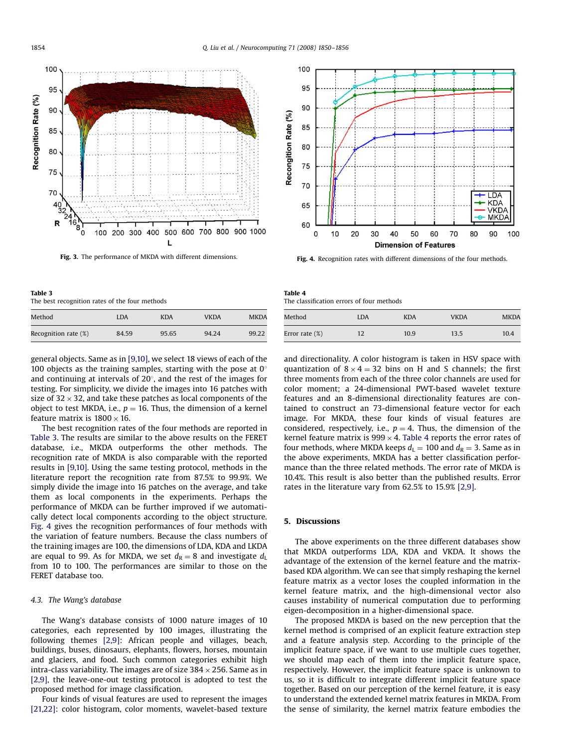Fig. 3. The performance of MKDA with different dimensions.

Fig. 4. Recognition rates with different dimensions of the four methods.

**Table 3**
The best recognition rates of the four methods

| Method | LDA | KDA | VKDA | MKDA |
|---|---|---|---|---|
| Recognition rate (%) | 84.59 | 95.65 | 94.24 | 99.22 |

**Table 4**
The classification errors of four methods

| Method | LDA | KDA | VKDA | MKDA |
|---|---|---|---|---|
| Error rate (%) | 12 | 10.9 | 13.5 | 10.4 |

general objects. Same as in [9,10], we select 18 views of each of the 100 objects as the training samples, starting with the pose at $0^\circ$ and continuing at intervals of $20^\circ$, and the rest of the images for testing. For simplicity, we divide the images into 16 patches with size of $32 \times 32$, and take these patches as local components of the object to test MKDA, i.e., $p = 16$. Thus, the dimension of a kernel feature matrix is $1800 \times 16$.

The best recognition rates of the four methods are reported in Table 3. The results are similar to the above results on the FERET database, i.e., MKDA outperforms the other methods. The recognition rate of MKDA is also comparable with the reported results in [9,10]. Using the same testing protocol, methods in the literature report the recognition rate from 87.5% to 99.9%. We simply divide the image into 16 patches on the average, and take them as local components in the experiments. Perhaps the performance of MKDA can be further improved if we automatically detect local components according to the object structure. Fig. 4 gives the recognition performances of four methods with the variation of feature numbers. Because the class numbers of the training images are 100, the dimensions of LDA, KDA and LKDA are equal to 99. As for MKDA, we set $d_R = 8$ and investigate $d_L$ from 10 to 100. The performances are similar to those on the FERET database too.

### 4.3. The Wang's database

The Wang's database consists of 1000 nature images of 10 categories, each represented by 100 images, illustrating the following themes [2,9]: African people and villages, beach, buildings, buses, dinosaurs, elephants, flowers, horses, mountain and glaciers, and food. Such common categories exhibit high intra-class variability. The images are of size $384 \times 256$. Same as in [2,9], the leave-one-out testing protocol is adopted to test the proposed method for image classification.

Four kinds of visual features are used to represent the images [21,22]: color histogram, color moments, wavelet-based texture and directionality. A color histogram is taken in HSV space with quantization of $8 \times 4 = 32$ bins on H and S channels; the first three moments from each of the three color channels are used for color moment; a 24-dimensional PWT-based wavelet texture features and an 8-dimensional directionality features are contained to construct an 73-dimensional feature vector for each image. For MKDA, these four kinds of visual features are considered, respectively, i.e., $p = 4$. Thus, the dimension of the kernel feature matrix is $999 \times 4$. Table 4 reports the error rates of four methods, where MKDA keeps $d_L = 100$ and $d_R = 3$. Same as in the above experiments, MKDA has a better classification performance than the three related methods. The error rate of MKDA is 10.4%. This result is also better than the published results. Error rates in the literature vary from 62.5% to 15.9% [2,9].

## 5. Discussions

The above experiments on the three different databases show that MKDA outperforms LDA, KDA and VKDA. It shows the advantage of the extension of the kernel feature and the matrix-based KDA algorithm. We can see that simply reshaping the kernel feature matrix as a vector loses the coupled information in the kernel feature matrix, and the high-dimensional vector also causes instability of numerical computation due to performing eigen-decomposition in a higher-dimensional space.

The proposed MKDA is based on the new perception that the kernel method is comprised of an explicit feature extraction step and a feature analysis step. According to the principle of the implicit feature space, if we want to use multiple cues together, we should map each of them into the implicit feature space, respectively. However, the implicit feature space is unknown to us, so it is difficult to integrate different implicit feature space together. Based on our perception of the kernel feature, it is easy to understand the extended kernel matrix features in MKDA. From the sense of similarity, the kernel matrix feature embodies the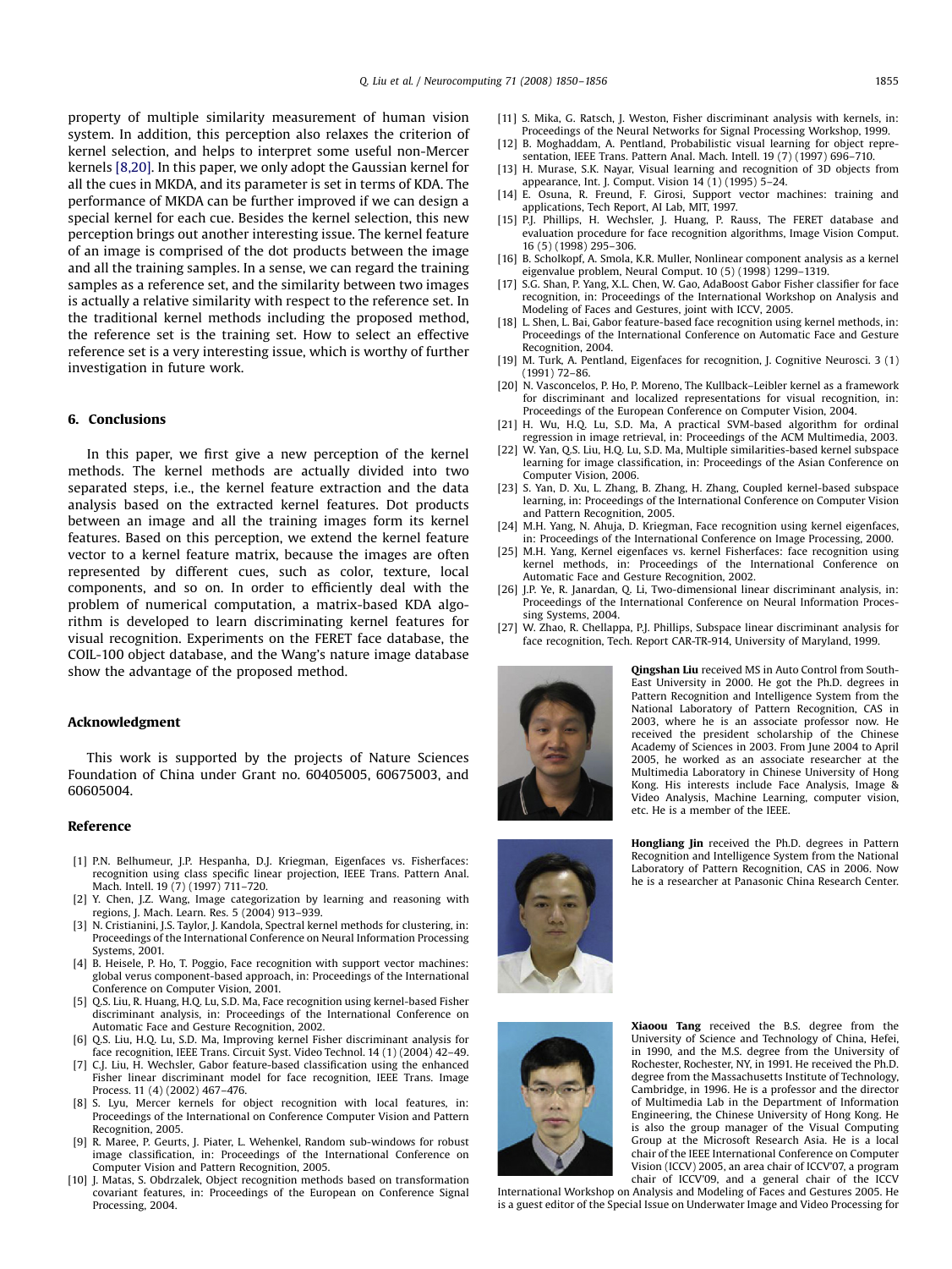property of multiple similarity measurement of human vision system. In addition, this perception also relaxes the criterion of kernel selection, and helps to interpret some useful non-Mercer kernels [8,20]. In this paper, we only adopt the Gaussian kernel for all the cues in MKDA, and its parameter is set in terms of KDA. The performance of MKDA can be further improved if we can design a special kernel for each cue. Besides the kernel selection, this new perception brings out another interesting issue. The kernel feature of an image is comprised of the dot products between the image and all the training samples. In a sense, we can regard the training samples as a reference set, and the similarity between two images is actually a relative similarity with respect to the reference set. In the traditional kernel methods including the proposed method, the reference set is the training set. How to select an effective reference set is a very interesting issue, which is worthy of further investigation in future work.

## 6. Conclusions

In this paper, we first give a new perception of the kernel methods. The kernel methods are actually divided into two separated steps, i.e., the kernel feature extraction and the data analysis based on the extracted kernel features. Dot products between an image and all the training images form its kernel features. Based on this perception, we extend the kernel feature vector to a kernel feature matrix, because the images are often represented by different cues, such as color, texture, local components, and so on. In order to efficiently deal with the problem of numerical computation, a matrix-based KDA algorithm is developed to learn discriminating kernel features for visual recognition. Experiments on the FERET face database, the COIL-100 object database, and the Wang's nature image database show the advantage of the proposed method.

## Acknowledgment

This work is supported by the projects of Nature Sciences Foundation of China under Grant no. 60405005, 60675003, and 60605004.

## Reference

[1] P.N. Belhumeur, J.P. Hespanha, D.J. Kriegman, Eigenfaces vs. Fisherfaces: recognition using class specific linear projection, IEEE Trans. Pattern Anal. Mach. Intell. 19 (7) (1997) 711–720.

[2] Y. Chen, J.Z. Wang, Image categorization by learning and reasoning with regions, J. Mach. Learn. Res. 5 (2004) 913–939.

[3] N. Cristianini, J.S. Taylor, J. Kandola, Spectral kernel methods for clustering, in: Proceedings of the International Conference on Neural Information Processing Systems, 2001.

[4] B. Heisele, P. Ho, T. Poggio, Face recognition with support vector machines: global verus component-based approach, in: Proceedings of the International Conference on Computer Vision, 2001.

[5] Q.S. Liu, R. Huang, H.Q. Lu, S.D. Ma, Face recognition using kernel-based Fisher discriminant analysis, in: Proceedings of the International Conference on Automatic Face and Gesture Recognition, 2002.

[6] Q.S. Liu, H.Q. Lu, S.D. Ma, Improving kernel Fisher discriminant analysis for face recognition, IEEE Trans. Circuit Syst. Video Technol. 14 (1) (2004) 42–49.

[7] C.J. Liu, H. Wechsler, Gabor feature-based classification using the enhanced Fisher linear discriminant model for face recognition, IEEE Trans. Image Process. 11 (4) (2002) 467–476.

[8] S. Lyu, Mercer kernels for object recognition with local features, in: Proceedings of the International on Conference Computer Vision and Pattern Recognition, 2005.

[9] R. Maree, P. Geurts, J. Piater, L. Wehenkel, Random sub-windows for robust image classification, in: Proceedings of the International Conference on Computer Vision and Pattern Recognition, 2005.

[10] J. Matas, S. Obdrzalek, Object recognition methods based on transformation covariant features, in: Proceedings of the European on Conference Signal Processing, 2004.

[11] S. Mika, G. Ratsch, J. Weston, Fisher discriminant analysis with kernels, in: Proceedings of the Neural Networks for Signal Processing Workshop, 1999.

[12] B. Moghaddam, A. Pentland, Probabilistic visual learning for object representation, IEEE Trans. Pattern Anal. Mach. Intell. 19 (7) (1997) 696–710.

[13] H. Murase, S.K. Nayar, Visual learning and recognition of 3D objects from appearance, Int. J. Comput. Vision 14 (1) (1995) 5–24.

[14] E. Osuna, R. Freund, F. Girosi, Support vector machines: training and applications, Tech Report, AI Lab, MIT, 1997.

[15] P.J. Phillips, H. Wechsler, J. Huang, P. Rauss, The FERET database and evaluation procedure for face recognition algorithms, Image Vision Comput. 16 (5) (1998) 295–306.

[16] B. Scholkopf, A. Smola, K.R. Muller, Nonlinear component analysis as a kernel eigenvalue problem, Neural Comput. 10 (5) (1998) 1299–1319.

[17] S.G. Shan, P. Yang, X.L. Chen, W. Gao, AdaBoost Gabor Fisher classifier for face recognition, in: Proceedings of the International Workshop on Analysis and Modeling of Faces and Gestures, joint with ICCV, 2005.

[18] L. Shen, L. Bai, Gabor feature-based face recognition using kernel methods, in: Proceedings of the International Conference on Automatic Face and Gesture Recognition, 2004.

[19] M. Turk, A. Pentland, Eigenfaces for recognition, J. Cognitive Neurosci. 3 (1) (1991) 72–86.

[20] N. Vasconcelos, P. Ho, P. Moreno, The Kullback–Leibler kernel as a framework for discriminant and localized representations for visual recognition, in: Proceedings of the European Conference on Computer Vision, 2004.

[21] H. Wu, H.Q. Lu, S.D. Ma, A practical SVM-based algorithm for ordinal regression in image retrieval, in: Proceedings of the ACM Multimedia, 2003.

[22] W. Yan, Q.S. Liu, H.Q. Lu, S.D. Ma, Multiple similarities-based kernel subspace learning for image classification, in: Proceedings of the Asian Conference on Computer Vision, 2006.

[23] S. Yan, D. Xu, L. Zhang, B. Zhang, H. Zhang, Coupled kernel-based subspace learning, in: Proceedings of the International Conference on Computer Vision and Pattern Recognition, 2005.

[24] M.H. Yang, N. Ahuja, D. Kriegman, Face recognition using kernel eigenfaces, in: Proceedings of the International Conference on Image Processing, 2000.

[25] M.H. Yang, Kernel eigenfaces vs. kernel Fisherfaces: face recognition using kernel methods, in: Proceedings of the International Conference on Automatic Face and Gesture Recognition, 2002.

[26] J.P. Ye, R. Janardan, Q. Li, Two-dimensional linear discriminant analysis, in: Proceedings of the International Conference on Neural Information Processing Systems, 2004.

[27] W. Zhao, R. Chellappa, P.J. Phillips, Subspace linear discriminant analysis for face recognition, Tech. Report CAR-TR-914, University of Maryland, 1999.

**Qingshan Liu** received MS in Auto Control from South-East University in 2000. He got the Ph.D. degrees in Pattern Recognition and Intelligence System from the National Laboratory of Pattern Recognition, CAS in 2003, where he is an associate professor now. He received the president scholarship of the Chinese Academy of Sciences in 2003. From June 2004 to April 2005, he worked as an associate researcher at the Multimedia Laboratory in Chinese University of Hong Kong. His interests include Face Analysis, Image & Video Analysis, Machine Learning, computer vision, etc. He is a member of the IEEE.

**Hongliang Jin** received the Ph.D. degrees in Pattern Recognition and Intelligence System from the National Laboratory of Pattern Recognition, CAS in 2006. Now he is a researcher at Panasonic China Research Center.

**Xiaoou Tang** received the B.S. degree from the University of Science and Technology of China, Hefei, in 1990, and the M.S. degree from the University of Rochester, Rochester, NY, in 1991. He received the Ph.D. degree from the Massachusetts Institute of Technology, Cambridge, in 1996. He is a professor and the director of Multimedia Lab in the Department of Information Engineering, the Chinese University of Hong Kong. He is also the group manager of the Visual Computing Group at the Microsoft Research Asia. He is a local chair of the IEEE International Conference on Computer Vision (ICCV) 2005, an area chair of ICCV'07, a program chair of ICCV'09, and a general chair of the ICCV International Workshop on Analysis and Modeling of Faces and Gestures 2005. He is a guest editor of the Special Issue on Underwater Image and Video Processing for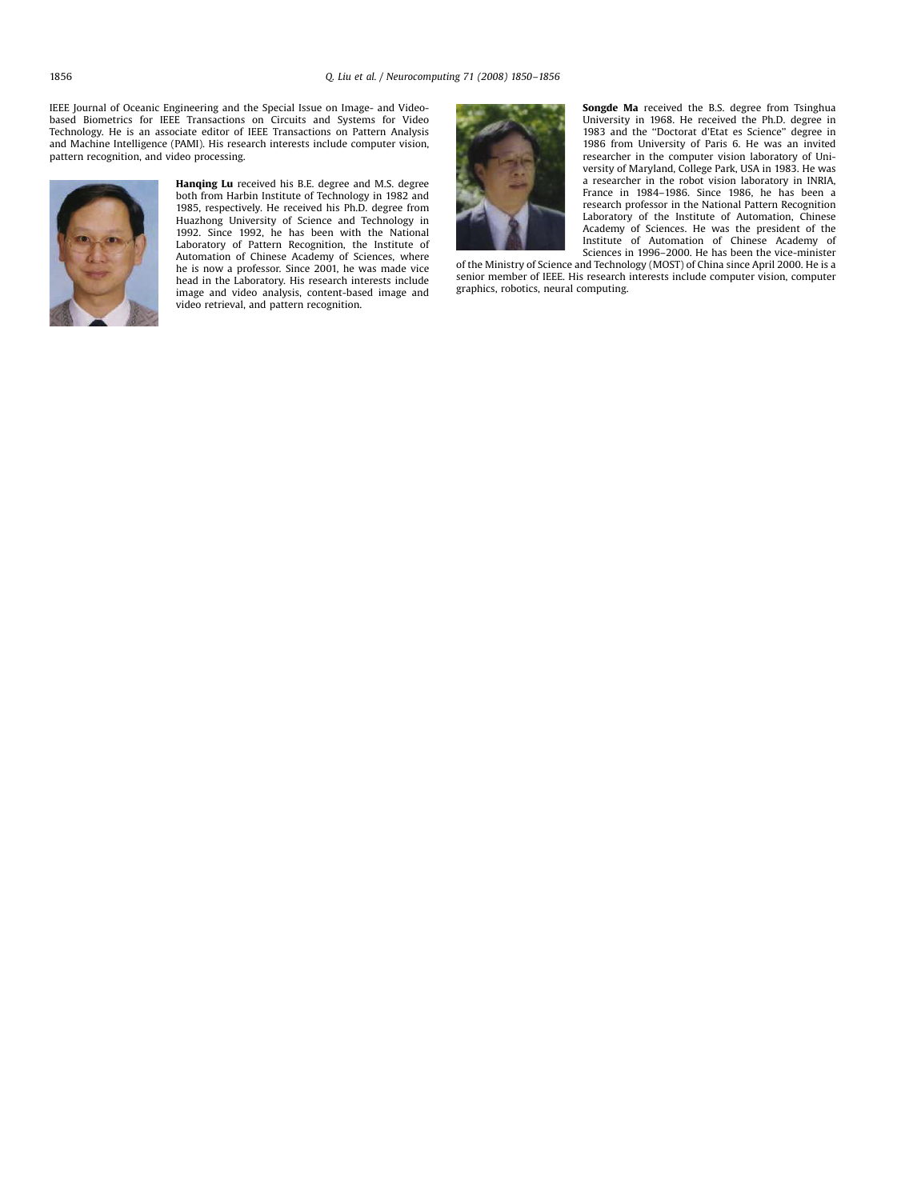IEEE Journal of Oceanic Engineering and the Special Issue on Image- and Video-based Biometrics for IEEE Transactions on Circuits and Systems for Video Technology. He is an associate editor of IEEE Transactions on Pattern Analysis and Machine Intelligence (PAMI). His research interests include computer vision, pattern recognition, and video processing.

**Hanqing Lu** received his B.E. degree and M.S. degree both from Harbin Institute of Technology in 1982 and 1985, respectively. He received his Ph.D. degree from Huazhong University of Science and Technology in 1992. Since 1992, he has been with the National Laboratory of Pattern Recognition, the Institute of Automation of Chinese Academy of Sciences, where he is now a professor. Since 2001, he was made vice head in the Laboratory. His research interests include image and video analysis, content-based image and video retrieval, and pattern recognition.

**Songde Ma** received the B.S. degree from Tsinghua University in 1968. He received the Ph.D. degree in 1983 and the "Doctorat d'Etat es Science" degree in 1986 from University of Paris 6. He was an invited researcher in the computer vision laboratory of University of Maryland, College Park, USA in 1983. He was a researcher in the robot vision laboratory in INRIA, France in 1984–1986. Since 1986, he has been a research professor in the National Pattern Recognition Laboratory of the Institute of Automation, Chinese Academy of Sciences. He was the president of the Institute of Automation of Chinese Academy of Sciences in 1996–2000. He has been the vice-minister of the Ministry of Science and Technology (MOST) of China since April 2000. He is a senior member of IEEE. His research interests include computer vision, computer graphics, robotics, neural computing.